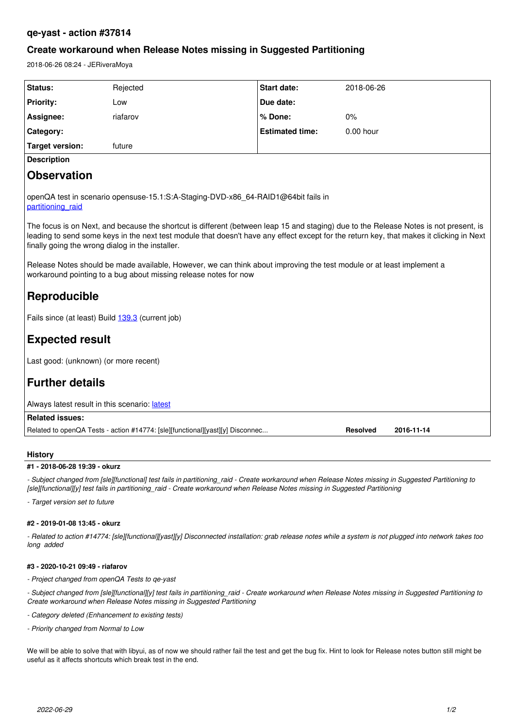# qe-yast - action #37814

## Create workaround when Release Notes missing in Suggested Partitioning

2018-06-26 08:24 - JERiveraMoya

| | | | |
|---|---|---|---|
| **Status:** | Rejected | **Start date:** | 2018-06-26 |
| **Priority:** | Low | **Due date:** | |
| **Assignee:** | riafarov | **% Done:** | 0% |
| **Category:** | | **Estimated time:** | 0.00 hour |
| **Target version:** | future | | |

**Description**

# Observation

openQA test in scenario opensuse-15.1:S:A-Staging-DVD-x86_64-RAID1@64bit fails in partitioning_raid

The focus is on Next, and because the shortcut is different (between leap 15 and staging) due to the Release Notes is not present, is leading to send some keys in the next test module that doesn't have any effect except for the return key, that makes it clicking in Next finally going the wrong dialog in the installer.

Release Notes should be made available, However, we can think about improving the test module or at least implement a workaround pointing to a bug about missing release notes for now

# Reproducible

Fails since (at least) Build 139.3 (current job)

# Expected result

Last good: (unknown) (or more recent)

# Further details

Always latest result in this scenario: latest

**Related issues:**

| | | |
|---|---|---|
| Related to openQA Tests - action #14774: [sle][functional][yast][y] Disconnec... | **Resolved** | **2016-11-14** |

### History

#### #1 - 2018-06-28 19:39 - okurz

*- Subject changed from [sle][functional] test fails in partitioning_raid - Create workaround when Release Notes missing in Suggested Partitioning to [sle][functional][y] test fails in partitioning_raid - Create workaround when Release Notes missing in Suggested Partitioning*

*- Target version set to future*

#### #2 - 2019-01-08 13:45 - okurz

*- Related to action #14774: [sle][functional][yast][y] Disconnected installation: grab release notes while a system is not plugged into network takes too long added*

#### #3 - 2020-10-21 09:49 - riafarov

*- Project changed from openQA Tests to qe-yast*

*- Subject changed from [sle][functional][y] test fails in partitioning_raid - Create workaround when Release Notes missing in Suggested Partitioning to Create workaround when Release Notes missing in Suggested Partitioning*

*- Category deleted (Enhancement to existing tests)*

*- Priority changed from Normal to Low*

We will be able to solve that with libyui, as of now we should rather fail the test and get the bug fix. Hint to look for Release notes button still might be useful as it affects shortcuts which break test in the end.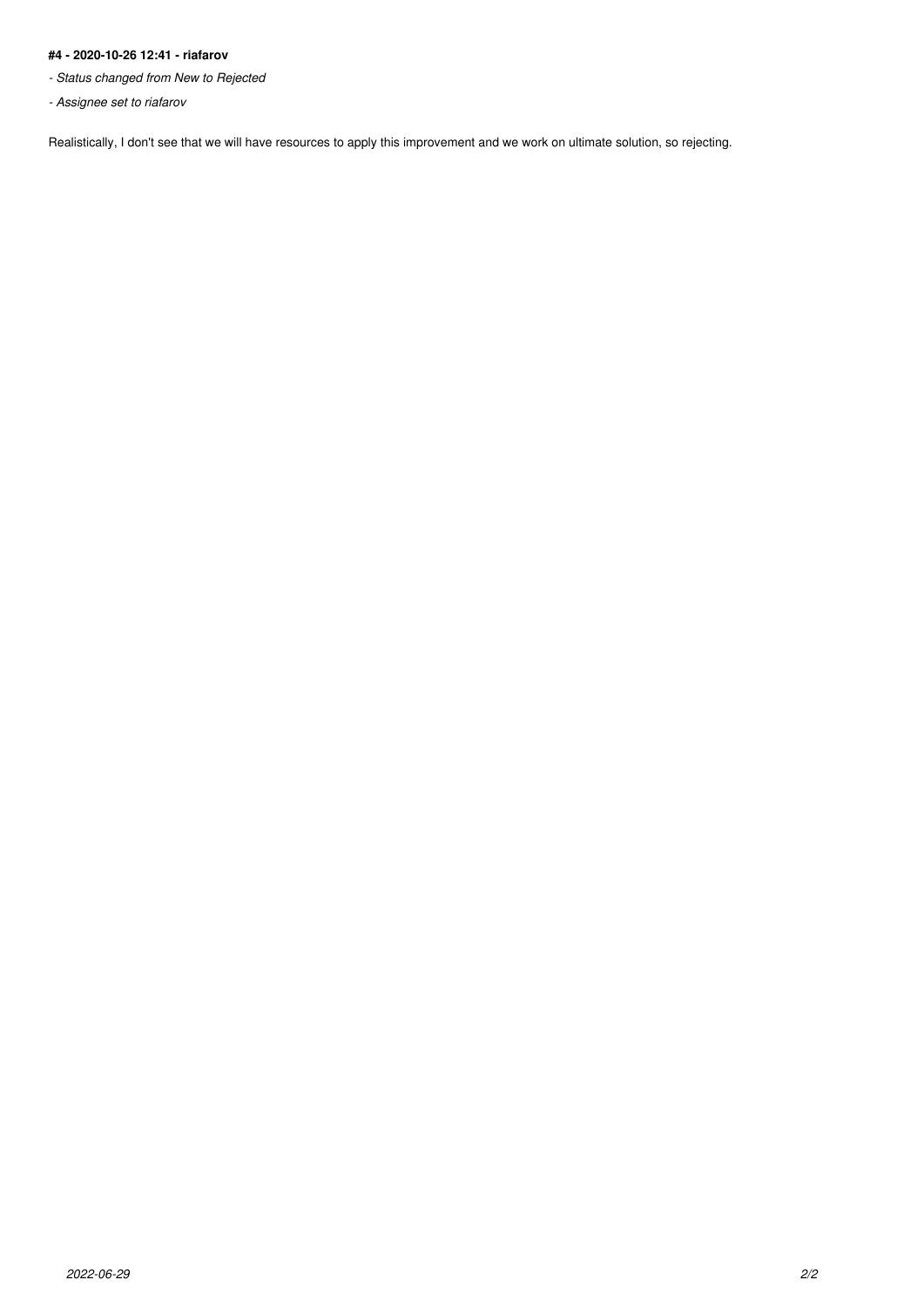**#4 - 2020-10-26 12:41 - riafarov**

- *Status changed from New to Rejected*
- *Assignee set to riafarov*

Realistically, I don't see that we will have resources to apply this improvement and we work on ultimate solution, so rejecting.